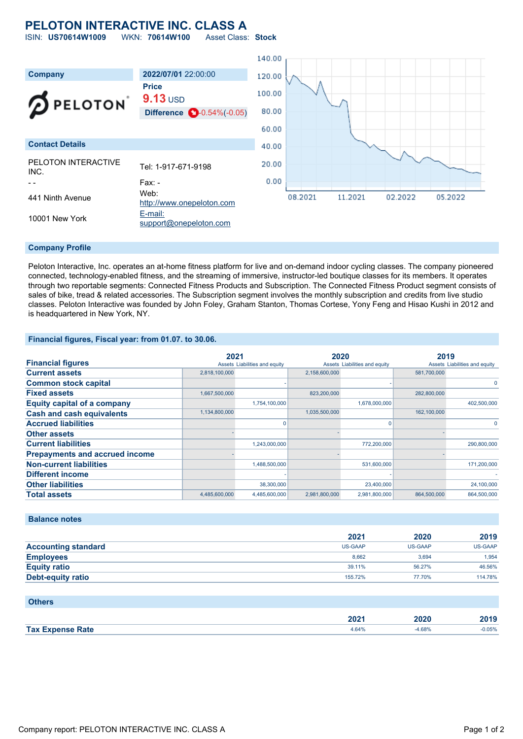# PELOTON INTERACTIVE INC. CLASS A

ISIN: **US70614W1009** WKN: **70614W100** Asset Class: **Stock**

## Company

PELOTON

| 2022/07/01 22:00:00 |
|---|
| Price |
| **9.13** USD |
| Difference -0.54%(-0.05) |

## Contact Details

| | |
|---|---|
| PELOTON INTERACTIVE INC. | Tel: 1-917-671-9198 |
| - - | Fax: - |
| 441 Ninth Avenue | Web: http://www.onepeloton.com |
| 10001 New York | E-mail: support@onepeloton.com |

## Company Profile

Peloton Interactive, Inc. operates an at-home fitness platform for live and on-demand indoor cycling classes. The company pioneered connected, technology-enabled fitness, and the streaming of immersive, instructor-led boutique classes for its members. It operates through two reportable segments: Connected Fitness Products and Subscription. The Connected Fitness Product segment consists of sales of bike, tread & related accessories. The Subscription segment involves the monthly subscription and credits from live studio classes. Peloton Interactive was founded by John Foley, Graham Stanton, Thomas Cortese, Yony Feng and Hisao Kushi in 2012 and is headquartered in New York, NY.

## Financial figures, Fiscal year: from 01.07. to 30.06.

| Financial figures | 2021 | | 2020 | | 2019 | |
|---|---|---|---|---|---|---|
| | Assets | Liabilities and equity | Assets | Liabilities and equity | Assets | Liabilities and equity |
| Current assets | 2,818,100,000 | | 2,158,600,000 | | 581,700,000 | |
| Common stock capital | | - | | - | | 0 |
| Fixed assets | 1,667,500,000 | | 823,200,000 | | 282,800,000 | |
| Equity capital of a company | | 1,754,100,000 | | 1,678,000,000 | | 402,500,000 |
| Cash and cash equivalents | 1,134,800,000 | | 1,035,500,000 | | 162,100,000 | |
| Accrued liabilities | | 0 | | 0 | | 0 |
| Other assets | - | | - | | - | |
| Current liabilities | | 1,243,000,000 | | 772,200,000 | | 290,800,000 |
| Prepayments and accrued income | - | | - | | - | |
| Non-current liabilities | | 1,488,500,000 | | 531,600,000 | | 171,200,000 |
| Different income | | - | | - | | - |
| Other liabilities | | 38,300,000 | | 23,400,000 | | 24,100,000 |
| Total assets | 4,485,600,000 | 4,485,600,000 | 2,981,800,000 | 2,981,800,000 | 864,500,000 | 864,500,000 |

## Balance notes

| | 2021 | 2020 | 2019 |
|---|---|---|---|
| Accounting standard | US-GAAP | US-GAAP | US-GAAP |
| Employees | 8,662 | 3,694 | 1,954 |
| Equity ratio | 39.11% | 56.27% | 46.56% |
| Debt-equity ratio | 155.72% | 77.70% | 114.78% |

## Others

| | 2021 | 2020 | 2019 |
|---|---|---|---|
| Tax Expense Rate | 4.64% | -4.68% | -0.05% |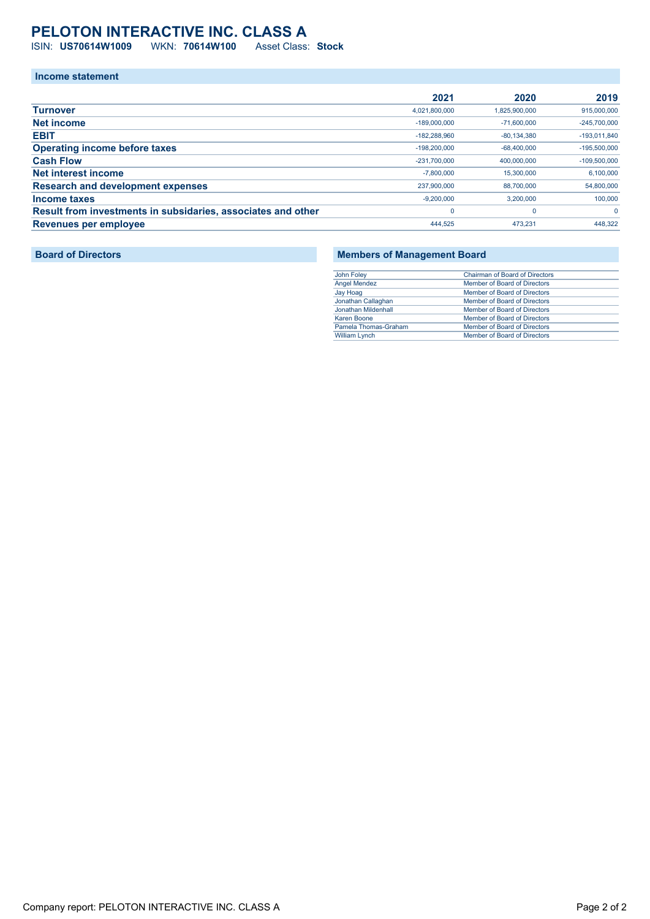# PELOTON INTERACTIVE INC. CLASS A

ISIN: **US70614W1009** WKN: **70614W100** Asset Class: **Stock**

## Income statement

| | 2021 | 2020 | 2019 |
|---|---|---|---|
| **Turnover** | 4,021,800,000 | 1,825,900,000 | 915,000,000 |
| **Net income** | -189,000,000 | -71,600,000 | -245,700,000 |
| **EBIT** | -182,288,960 | -80,134,380 | -193,011,840 |
| **Operating income before taxes** | -198,200,000 | -68,400,000 | -195,500,000 |
| **Cash Flow** | -231,700,000 | 400,000,000 | -109,500,000 |
| **Net interest income** | -7,800,000 | 15,300,000 | 6,100,000 |
| **Research and development expenses** | 237,900,000 | 88,700,000 | 54,800,000 |
| **Income taxes** | -9,200,000 | 3,200,000 | 100,000 |
| **Result from investments in subsidaries, associates and other** | 0 | 0 | 0 |
| **Revenues per employee** | 444,525 | 473,231 | 448,322 |

## Board of Directors

## Members of Management Board

| | |
|---|---|
| John Foley | Chairman of Board of Directors |
| Angel Mendez | Member of Board of Directors |
| Jay Hoag | Member of Board of Directors |
| Jonathan Callaghan | Member of Board of Directors |
| Jonathan Mildenhall | Member of Board of Directors |
| Karen Boone | Member of Board of Directors |
| Pamela Thomas-Graham | Member of Board of Directors |
| William Lynch | Member of Board of Directors |